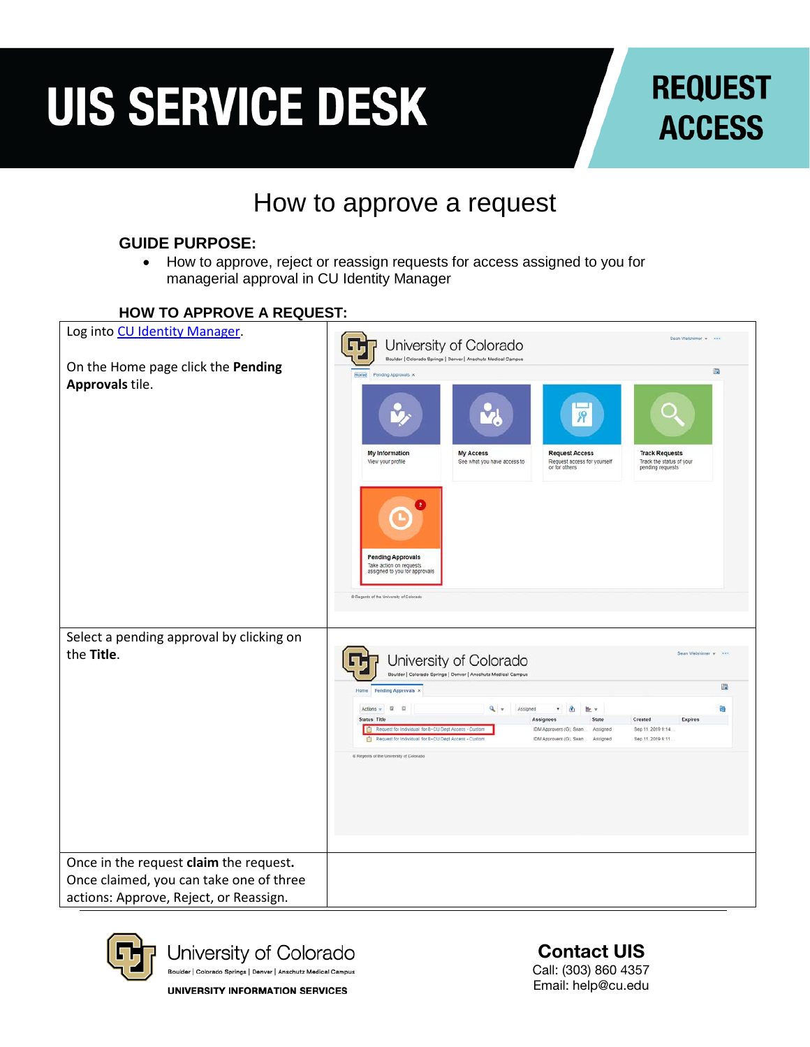# UIS SERVICE DESK

**REQUEST ACCESS**

## How to approve a request

**GUIDE PURPOSE:**

- How to approve, reject or reassign requests for access assigned to you for managerial approval in CU Identity Manager

**HOW TO APPROVE A REQUEST:**

| | |
|---|---|
| Log into [CU Identity Manager](CU Identity Manager).<br><br>On the Home page click the **Pending Approvals** tile. | |
| Select a pending approval by clicking on the **Title**. | |
| Once in the request **claim** the request. Once claimed, you can take one of three actions: Approve, Reject, or Reassign. | |

University of Colorado
Boulder | Colorado Springs | Denver | Anschutz Medical Campus
UNIVERSITY INFORMATION SERVICES

**Contact UIS**
Call: (303) 860 4357
Email: help@cu.edu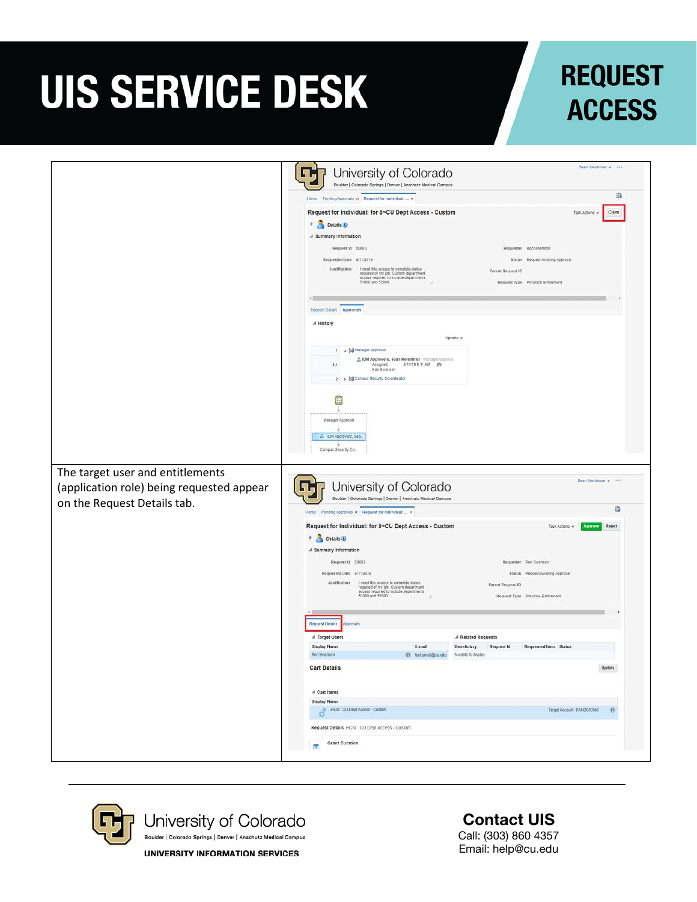| | |
|---|---|
| | |
| The target user and entitlements (application role) being requested appear on the Request Details tab. | |

**Contact UIS**
Call: (303) 860 4357
Email: help@cu.edu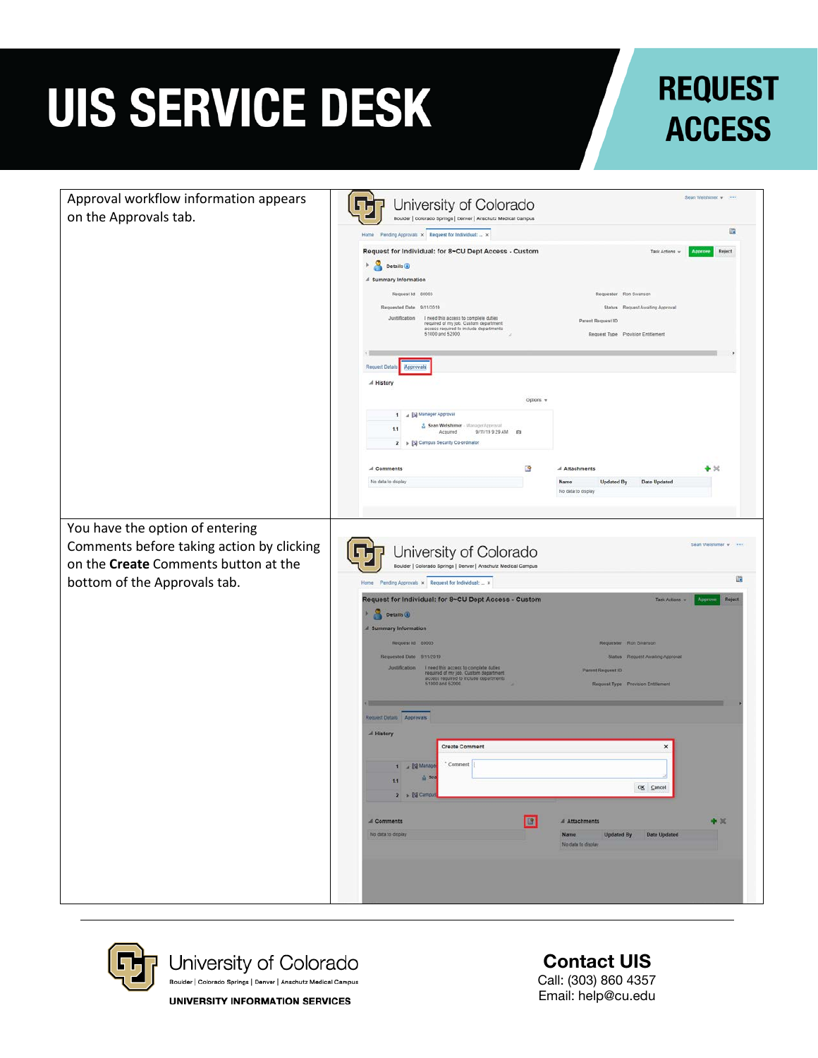| | |
|---|---|
| Approval workflow information appears on the Approvals tab. | |
| You have the option of entering Comments before taking action by clicking on the **Create** Comments button at the bottom of the Approvals tab. | |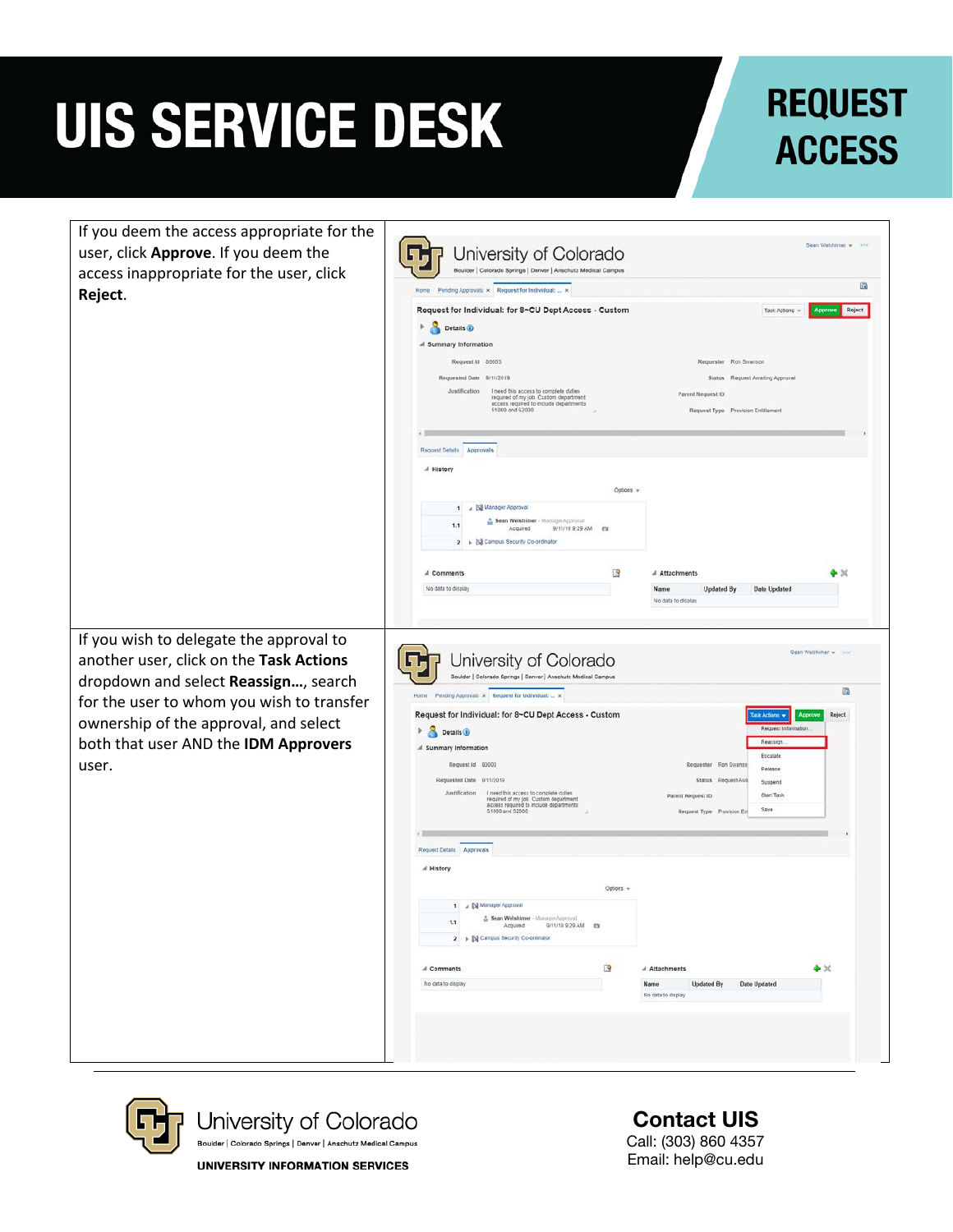# UIS SERVICE DESK

## REQUEST ACCESS

| | |
|---|---|
| If you deem the access appropriate for the user, click **Approve**. If you deem the access inappropriate for the user, click **Reject**. | |
| If you wish to delegate the approval to another user, click on the **Task Actions** dropdown and select **Reassign…**, search for the user to whom you wish to transfer ownership of the approval, and select both that user AND the **IDM Approvers** user. | |

University of Colorado
Boulder | Colorado Springs | Denver | Anschutz Medical Campus
UNIVERSITY INFORMATION SERVICES

**Contact UIS**
Call: (303) 860 4357
Email: help@cu.edu